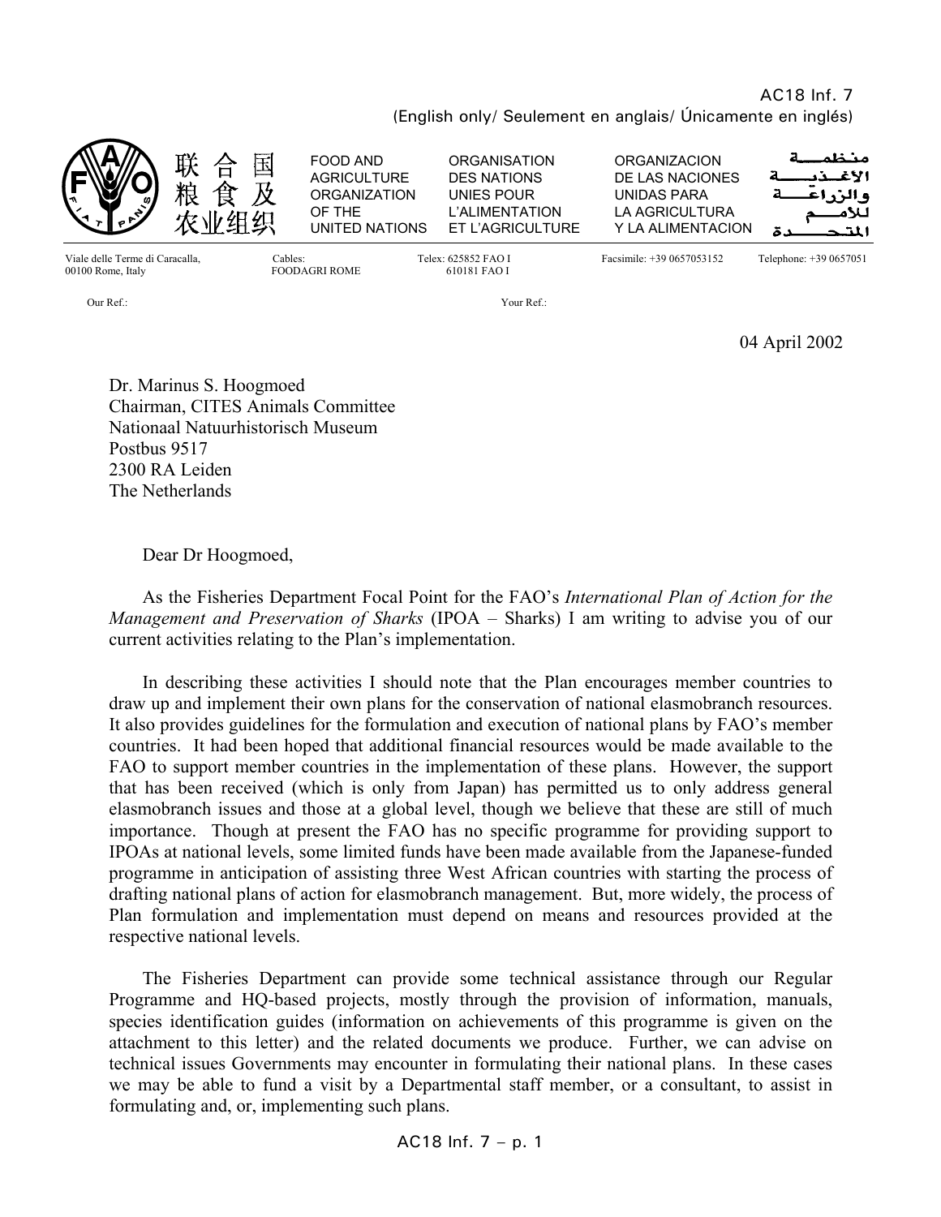AC18 Inf. 7
(English only/ Seulement en anglais/ Únicamente en inglés)

联合国粮食及农业组织

FOOD AND AGRICULTURE ORGANIZATION OF THE UNITED NATIONS

ORGANISATION DES NATIONS UNIES POUR L'ALIMENTATION ET L'AGRICULTURE

ORGANIZACION DE LAS NACIONES UNIDAS PARA LA AGRICULTURA Y LA ALIMENTACION

منظمة الأغذية والزراعة للأمم المتحدة

Viale delle Terme di Caracalla, 00100 Rome, Italy | Cables: FOODAGRI ROME | Telex: 625852 FAO I 610181 FAO I | Facsimile: +39 0657053152 | Telephone: +39 0657051

Our Ref.: Your Ref.:

04 April 2002

Dr. Marinus S. Hoogmoed
Chairman, CITES Animals Committee
Nationaal Natuurhistorisch Museum
Postbus 9517
2300 RA Leiden
The Netherlands

Dear Dr Hoogmoed,

As the Fisheries Department Focal Point for the FAO's *International Plan of Action for the Management and Preservation of Sharks* (IPOA – Sharks) I am writing to advise you of our current activities relating to the Plan's implementation.

In describing these activities I should note that the Plan encourages member countries to draw up and implement their own plans for the conservation of national elasmobranch resources. It also provides guidelines for the formulation and execution of national plans by FAO's member countries. It had been hoped that additional financial resources would be made available to the FAO to support member countries in the implementation of these plans. However, the support that has been received (which is only from Japan) has permitted us to only address general elasmobranch issues and those at a global level, though we believe that these are still of much importance. Though at present the FAO has no specific programme for providing support to IPOAs at national levels, some limited funds have been made available from the Japanese-funded programme in anticipation of assisting three West African countries with starting the process of drafting national plans of action for elasmobranch management. But, more widely, the process of Plan formulation and implementation must depend on means and resources provided at the respective national levels.

The Fisheries Department can provide some technical assistance through our Regular Programme and HQ-based projects, mostly through the provision of information, manuals, species identification guides (information on achievements of this programme is given on the attachment to this letter) and the related documents we produce. Further, we can advise on technical issues Governments may encounter in formulating their national plans. In these cases we may be able to fund a visit by a Departmental staff member, or a consultant, to assist in formulating and, or, implementing such plans.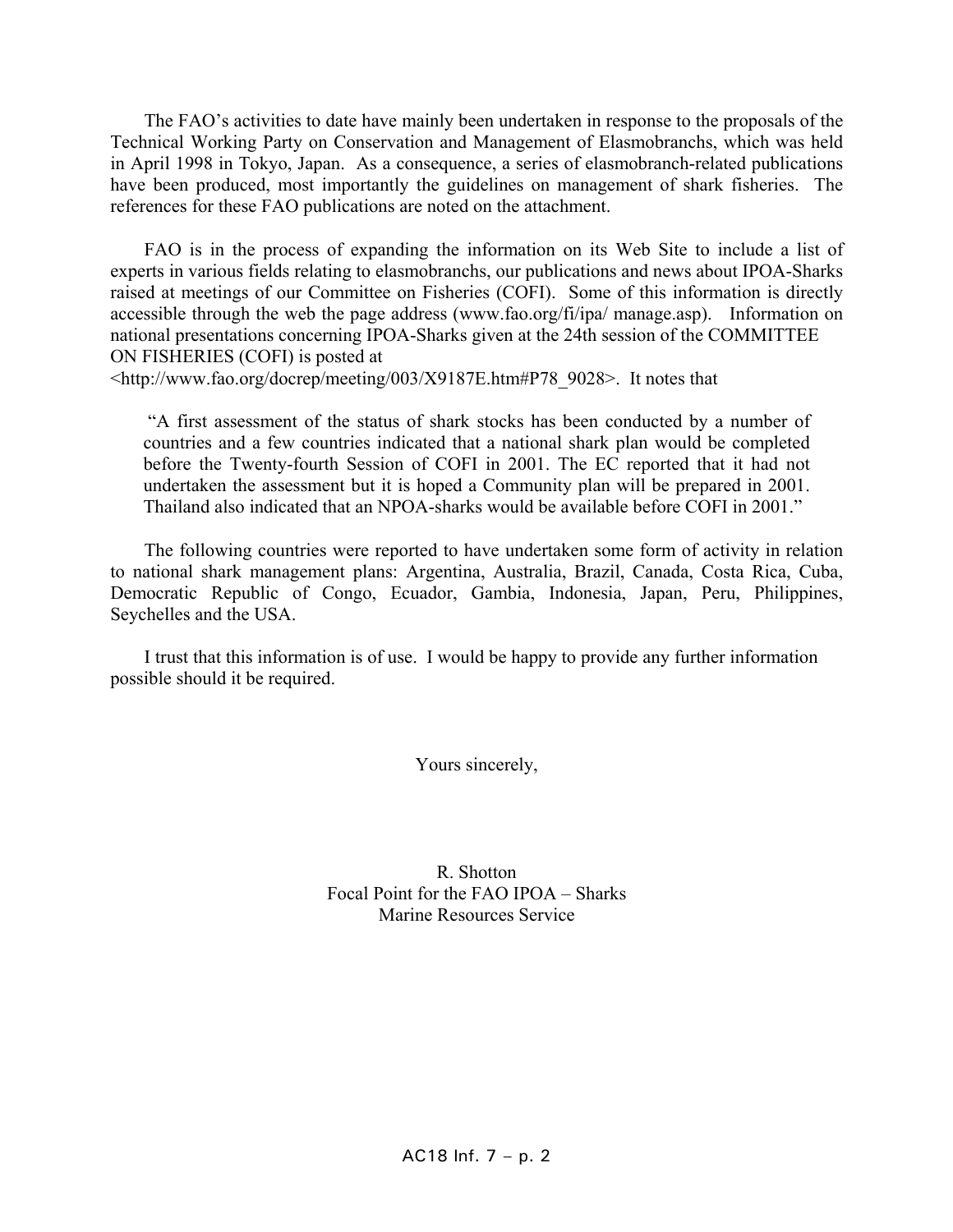The FAO's activities to date have mainly been undertaken in response to the proposals of the Technical Working Party on Conservation and Management of Elasmobranchs, which was held in April 1998 in Tokyo, Japan. As a consequence, a series of elasmobranch-related publications have been produced, most importantly the guidelines on management of shark fisheries. The references for these FAO publications are noted on the attachment.

FAO is in the process of expanding the information on its Web Site to include a list of experts in various fields relating to elasmobranchs, our publications and news about IPOA-Sharks raised at meetings of our Committee on Fisheries (COFI). Some of this information is directly accessible through the web the page address (www.fao.org/fi/ipa/ manage.asp). Information on national presentations concerning IPOA-Sharks given at the 24th session of the COMMITTEE ON FISHERIES (COFI) is posted at <http://www.fao.org/docrep/meeting/003/X9187E.htm#P78_9028>. It notes that

> "A first assessment of the status of shark stocks has been conducted by a number of countries and a few countries indicated that a national shark plan would be completed before the Twenty-fourth Session of COFI in 2001. The EC reported that it had not undertaken the assessment but it is hoped a Community plan will be prepared in 2001. Thailand also indicated that an NPOA-sharks would be available before COFI in 2001."

The following countries were reported to have undertaken some form of activity in relation to national shark management plans: Argentina, Australia, Brazil, Canada, Costa Rica, Cuba, Democratic Republic of Congo, Ecuador, Gambia, Indonesia, Japan, Peru, Philippines, Seychelles and the USA.

I trust that this information is of use. I would be happy to provide any further information possible should it be required.

Yours sincerely,

R. Shotton
Focal Point for the FAO IPOA – Sharks
Marine Resources Service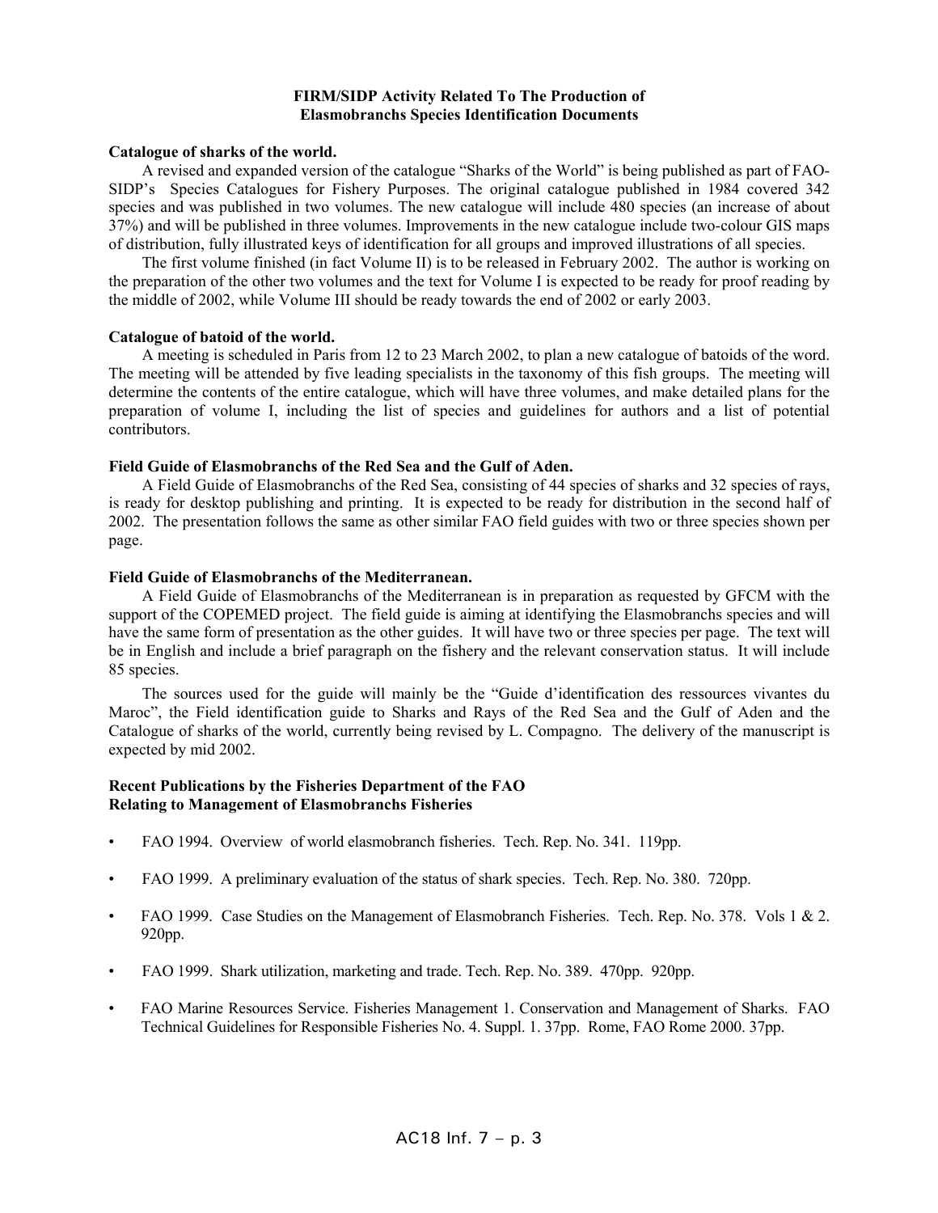## FIRM/SIDP Activity Related To The Production of Elasmobranchs Species Identification Documents

**Catalogue of sharks of the world.**

A revised and expanded version of the catalogue "Sharks of the World" is being published as part of FAO-SIDP's Species Catalogues for Fishery Purposes. The original catalogue published in 1984 covered 342 species and was published in two volumes. The new catalogue will include 480 species (an increase of about 37%) and will be published in three volumes. Improvements in the new catalogue include two-colour GIS maps of distribution, fully illustrated keys of identification for all groups and improved illustrations of all species.

The first volume finished (in fact Volume II) is to be released in February 2002. The author is working on the preparation of the other two volumes and the text for Volume I is expected to be ready for proof reading by the middle of 2002, while Volume III should be ready towards the end of 2002 or early 2003.

**Catalogue of batoid of the world.**

A meeting is scheduled in Paris from 12 to 23 March 2002, to plan a new catalogue of batoids of the word. The meeting will be attended by five leading specialists in the taxonomy of this fish groups. The meeting will determine the contents of the entire catalogue, which will have three volumes, and make detailed plans for the preparation of volume I, including the list of species and guidelines for authors and a list of potential contributors.

**Field Guide of Elasmobranchs of the Red Sea and the Gulf of Aden.**

A Field Guide of Elasmobranchs of the Red Sea, consisting of 44 species of sharks and 32 species of rays, is ready for desktop publishing and printing. It is expected to be ready for distribution in the second half of 2002. The presentation follows the same as other similar FAO field guides with two or three species shown per page.

**Field Guide of Elasmobranchs of the Mediterranean.**

A Field Guide of Elasmobranchs of the Mediterranean is in preparation as requested by GFCM with the support of the COPEMED project. The field guide is aiming at identifying the Elasmobranchs species and will have the same form of presentation as the other guides. It will have two or three species per page. The text will be in English and include a brief paragraph on the fishery and the relevant conservation status. It will include 85 species.

The sources used for the guide will mainly be the "Guide d'identification des ressources vivantes du Maroc", the Field identification guide to Sharks and Rays of the Red Sea and the Gulf of Aden and the Catalogue of sharks of the world, currently being revised by L. Compagno. The delivery of the manuscript is expected by mid 2002.

## Recent Publications by the Fisheries Department of the FAO Relating to Management of Elasmobranchs Fisheries

- FAO 1994. Overview of world elasmobranch fisheries. Tech. Rep. No. 341. 119pp.
- FAO 1999. A preliminary evaluation of the status of shark species. Tech. Rep. No. 380. 720pp.
- FAO 1999. Case Studies on the Management of Elasmobranch Fisheries. Tech. Rep. No. 378. Vols 1 & 2. 920pp.
- FAO 1999. Shark utilization, marketing and trade. Tech. Rep. No. 389. 470pp. 920pp.
- FAO Marine Resources Service. Fisheries Management 1. Conservation and Management of Sharks. FAO Technical Guidelines for Responsible Fisheries No. 4. Suppl. 1. 37pp. Rome, FAO Rome 2000. 37pp.